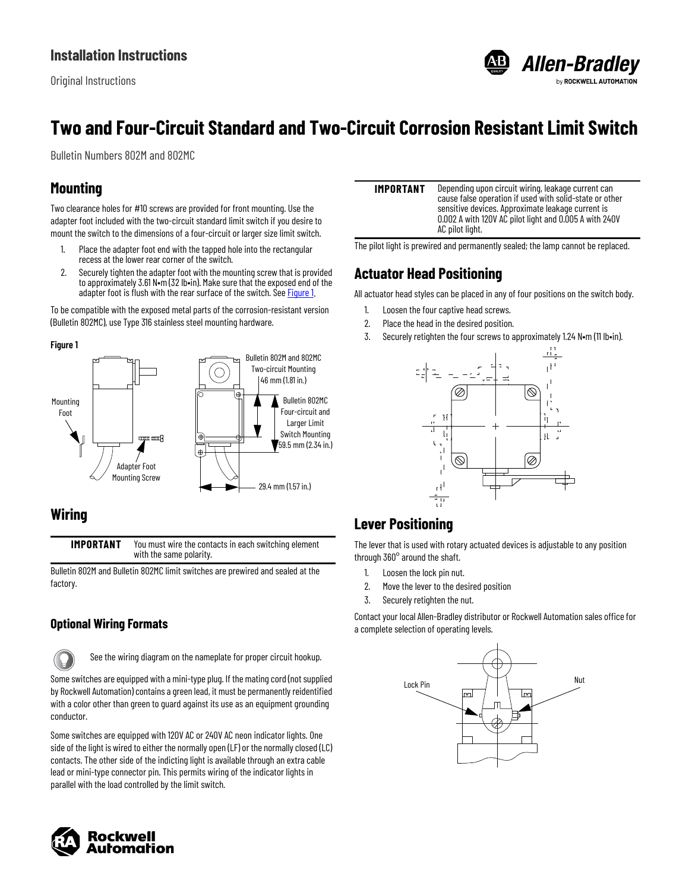Installation Instructions

Original Instructions

# Two and Four-Circuit Standard and Two-Circuit Corrosion Resistant Limit Switch

Bulletin Numbers 802M and 802MC

## Mounting

Two clearance holes for #10 screws are provided for front mounting. Use the adapter foot included with the two-circuit standard limit switch if you desire to mount the switch to the dimensions of a four-circuit or larger size limit switch.

1. Place the adapter foot end with the tapped hole into the rectangular recess at the lower rear corner of the switch.
2. Securely tighten the adapter foot with the mounting screw that is provided to approximately 3.61 N•m (32 lb•in). Make sure that the exposed end of the adapter foot is flush with the rear surface of the switch. See Figure 1.

To be compatible with the exposed metal parts of the corrosion-resistant version (Bulletin 802MC), use Type 316 stainless steel mounting hardware.

**Figure 1**

Mounting Foot

Adapter Foot Mounting Screw

Bulletin 802M and 802MC Two-circuit Mounting 46 mm (1.81 in.)

Bulletin 802MC Four-circuit and Larger Limit Switch Mounting 59.5 mm (2.34 in.)

29.4 mm (1.57 in.)

## Wiring

| IMPORTANT | You must wire the contacts in each switching element with the same polarity. |
|---|---|

Bulletin 802M and Bulletin 802MC limit switches are prewired and sealed at the factory.

### Optional Wiring Formats

See the wiring diagram on the nameplate for proper circuit hookup.

Some switches are equipped with a mini-type plug. If the mating cord (not supplied by Rockwell Automation) contains a green lead, it must be permanently reidentified with a color other than green to guard against its use as an equipment grounding conductor.

Some switches are equipped with 120V AC or 240V AC neon indicator lights. One side of the light is wired to either the normally open (LF) or the normally closed (LC) contacts. The other side of the indicting light is available through an extra cable lead or mini-type connector pin. This permits wiring of the indicator lights in parallel with the load controlled by the limit switch.

| IMPORTANT | Depending upon circuit wiring, leakage current can cause false operation if used with solid-state or other sensitive devices. Approximate leakage current is 0.002 A with 120V AC pilot light and 0.005 A with 240V AC pilot light. |
|---|---|

The pilot light is prewired and permanently sealed; the lamp cannot be replaced.

## Actuator Head Positioning

All actuator head styles can be placed in any of four positions on the switch body.

1. Loosen the four captive head screws.
2. Place the head in the desired position.
3. Securely retighten the four screws to approximately 1.24 N•m (11 lb•in).

## Lever Positioning

The lever that is used with rotary actuated devices is adjustable to any position through 360° around the shaft.

1. Loosen the lock pin nut.
2. Move the lever to the desired position
3. Securely retighten the nut.

Contact your local Allen-Bradley distributor or Rockwell Automation sales office for a complete selection of operating levels.

Lock Pin

Nut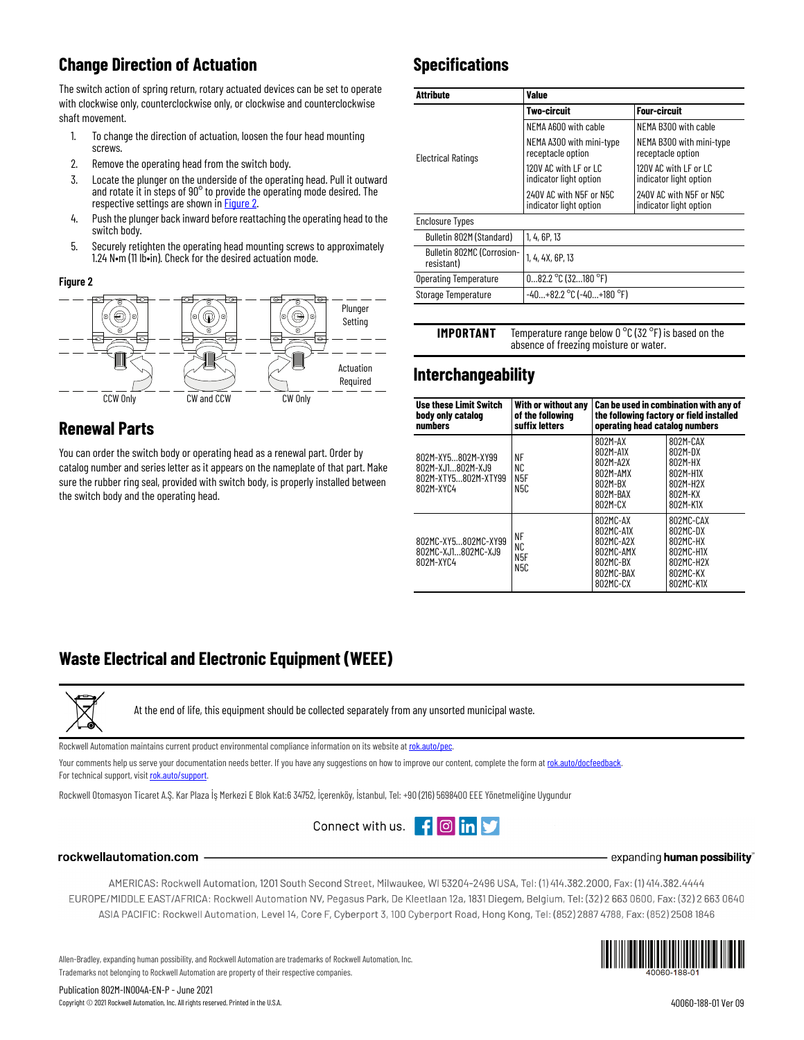## Change Direction of Actuation

The switch action of spring return, rotary actuated devices can be set to operate with clockwise only, counterclockwise only, or clockwise and counterclockwise shaft movement.

1. To change the direction of actuation, loosen the four head mounting screws.
2. Remove the operating head from the switch body.
3. Locate the plunger on the underside of the operating head. Pull it outward and rotate it in steps of 90° to provide the operating mode desired. The respective settings are shown in Figure 2.
4. Push the plunger back inward before reattaching the operating head to the switch body.
5. Securely retighten the operating head mounting screws to approximately 1.24 N•m (11 lb•in). Check for the desired actuation mode.

**Figure 2**

Plunger Setting

Actuation Required

CCW Only

CW and CCW

CW Only

## Renewal Parts

You can order the switch body or operating head as a renewal part. Order by catalog number and series letter as it appears on the nameplate of that part. Make sure the rubber ring seal, provided with switch body, is properly installed between the switch body and the operating head.

## Specifications

| Attribute | Value | |
|---|---|---|
| | **Two-circuit** | **Four-circuit** |
| Electrical Ratings | NEMA A600 with cable | NEMA B300 with cable |
| | NEMA A300 with mini-type receptacle option | NEMA B300 with mini-type receptacle option |
| | 120V AC with LF or LC indicator light option | 120V AC with LF or LC indicator light option |
| | 240V AC with N5F or N5C indicator light option | 240V AC with N5F or N5C indicator light option |
| Enclosure Types | | |
| Bulletin 802M (Standard) | 1, 4, 6P, 13 | |
| Bulletin 802MC (Corrosion-resistant) | 1, 4, 4X, 6P, 13 | |
| Operating Temperature | 0…82.2 °C (32…180 °F) | |
| Storage Temperature | -40…+82.2 °C (-40…+180 °F) | |

**IMPORTANT** Temperature range below 0 °C (32 °F) is based on the absence of freezing moisture or water.

## Interchangeability

| Use these Limit Switch body only catalog numbers | With or without any of the following suffix letters | Can be used in combination with any of the following factory or field installed operating head catalog numbers | |
|---|---|---|---|
| 802M-XY5…802M-XY99<br>802M-XJ1…802M-XJ9<br>802M-XTY5…802M-XTY99<br>802M-XYC4 | NF<br>NC<br>N5F<br>N5C | 802M-AX<br>802M-A1X<br>802M-A2X<br>802M-AMX<br>802M-BX<br>802M-BAX<br>802M-CX | 802M-CAX<br>802M-DX<br>802M-HX<br>802M-H1X<br>802M-H2X<br>802M-KX<br>802M-K1X |
| 802MC-XY5…802MC-XY99<br>802MC-XJ1…802MC-XJ9<br>802M-XYC4 | NF<br>NC<br>N5F<br>N5C | 802MC-AX<br>802MC-A1X<br>802MC-A2X<br>802MC-AMX<br>802MC-BX<br>802MC-BAX<br>802MC-CX | 802MC-CAX<br>802MC-DX<br>802MC-HX<br>802MC-H1X<br>802MC-H2X<br>802MC-KX<br>802MC-K1X |

## Waste Electrical and Electronic Equipment (WEEE)

At the end of life, this equipment should be collected separately from any unsorted municipal waste.

Rockwell Automation maintains current product environmental compliance information on its website at rok.auto/pec.

Your comments help us serve your documentation needs better. If you have any suggestions on how to improve our content, complete the form at rok.auto/docfeedback.
For technical support, visit rok.auto/support.

Rockwell Otomasyon Ticaret A.Ş. Kar Plaza İş Merkezi E Blok Kat:6 34752, İçerenköy, İstanbul, Tel: +90 (216) 5698400 EEE Yönetmeliğine Uygundur

Connect with us.

rockwellautomation.com — expanding **human possibility**™

AMERICAS: Rockwell Automation, 1201 South Second Street, Milwaukee, WI 53204-2496 USA, Tel: (1) 414.382.2000, Fax: (1) 414.382.4444
EUROPE/MIDDLE EAST/AFRICA: Rockwell Automation NV, Pegasus Park, De Kleetlaan 12a, 1831 Diegem, Belgium, Tel: (32) 2 663 0600, Fax: (32) 2 663 0640
ASIA PACIFIC: Rockwell Automation, Level 14, Core F, Cyberport 3, 100 Cyberport Road, Hong Kong, Tel: (852) 2887 4788, Fax: (852) 2508 1846

Allen-Bradley, expanding human possibility, and Rockwell Automation are trademarks of Rockwell Automation, Inc.
Trademarks not belonging to Rockwell Automation are property of their respective companies.

40060-188-01

Publication 802M-IN004A-EN-P - June 2021
Copyright © 2021 Rockwell Automation, Inc. All rights reserved. Printed in the U.S.A.

40060-188-01 Ver 09